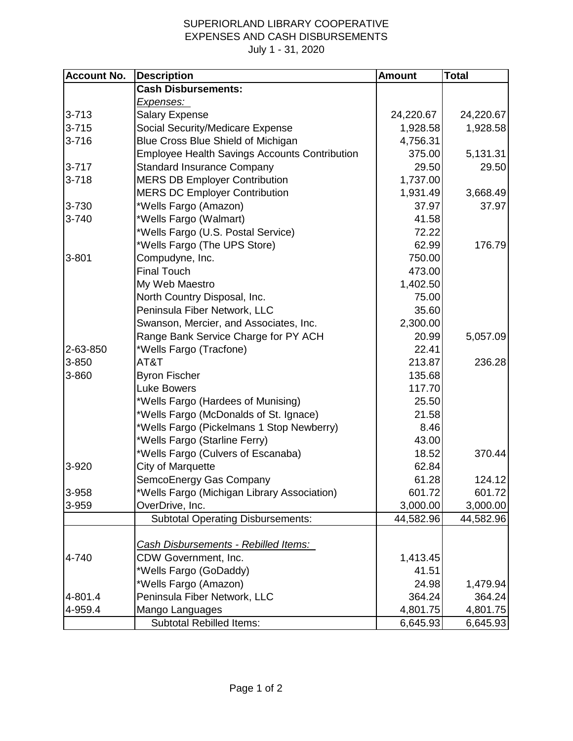SUPERIORLAND LIBRARY COOPERATIVE
EXPENSES AND CASH DISBURSEMENTS
July 1 - 31, 2020

| Account No. | Description | Amount | Total |
|---|---|---|---|
| | **Cash Disbursements:** | | |
| | *Expenses:* | | |
| 3-713 | Salary Expense | 24,220.67 | 24,220.67 |
| 3-715 | Social Security/Medicare Expense | 1,928.58 | 1,928.58 |
| 3-716 | Blue Cross Blue Shield of Michigan | 4,756.31 | |
| | Employee Health Savings Accounts Contribution | 375.00 | 5,131.31 |
| 3-717 | Standard Insurance Company | 29.50 | 29.50 |
| 3-718 | MERS DB Employer Contribution | 1,737.00 | |
| | MERS DC Employer Contribution | 1,931.49 | 3,668.49 |
| 3-730 | *Wells Fargo (Amazon) | 37.97 | 37.97 |
| 3-740 | *Wells Fargo (Walmart) | 41.58 | |
| | *Wells Fargo (U.S. Postal Service) | 72.22 | |
| | *Wells Fargo (The UPS Store) | 62.99 | 176.79 |
| 3-801 | Compudyne, Inc. | 750.00 | |
| | Final Touch | 473.00 | |
| | My Web Maestro | 1,402.50 | |
| | North Country Disposal, Inc. | 75.00 | |
| | Peninsula Fiber Network, LLC | 35.60 | |
| | Swanson, Mercier, and Associates, Inc. | 2,300.00 | |
| | Range Bank Service Charge for PY ACH | 20.99 | 5,057.09 |
| 2-63-850 | *Wells Fargo (Tracfone) | 22.41 | |
| 3-850 | AT&T | 213.87 | 236.28 |
| 3-860 | Byron Fischer | 135.68 | |
| | Luke Bowers | 117.70 | |
| | *Wells Fargo (Hardees of Munising) | 25.50 | |
| | *Wells Fargo (McDonalds of St. Ignace) | 21.58 | |
| | *Wells Fargo (Pickelmans 1 Stop Newberry) | 8.46 | |
| | *Wells Fargo (Starline Ferry) | 43.00 | |
| | *Wells Fargo (Culvers of Escanaba) | 18.52 | 370.44 |
| 3-920 | City of Marquette | 62.84 | |
| | SemcoEnergy Gas Company | 61.28 | 124.12 |
| 3-958 | *Wells Fargo (Michigan Library Association) | 601.72 | 601.72 |
| 3-959 | OverDrive, Inc. | 3,000.00 | 3,000.00 |
| | Subtotal Operating Disbursements: | 44,582.96 | 44,582.96 |
| | | | |
| | *Cash Disbursements - Rebilled Items:* | | |
| 4-740 | CDW Government, Inc. | 1,413.45 | |
| | *Wells Fargo (GoDaddy) | 41.51 | |
| | *Wells Fargo (Amazon) | 24.98 | 1,479.94 |
| 4-801.4 | Peninsula Fiber Network, LLC | 364.24 | 364.24 |
| 4-959.4 | Mango Languages | 4,801.75 | 4,801.75 |
| | Subtotal Rebilled Items: | 6,645.93 | 6,645.93 |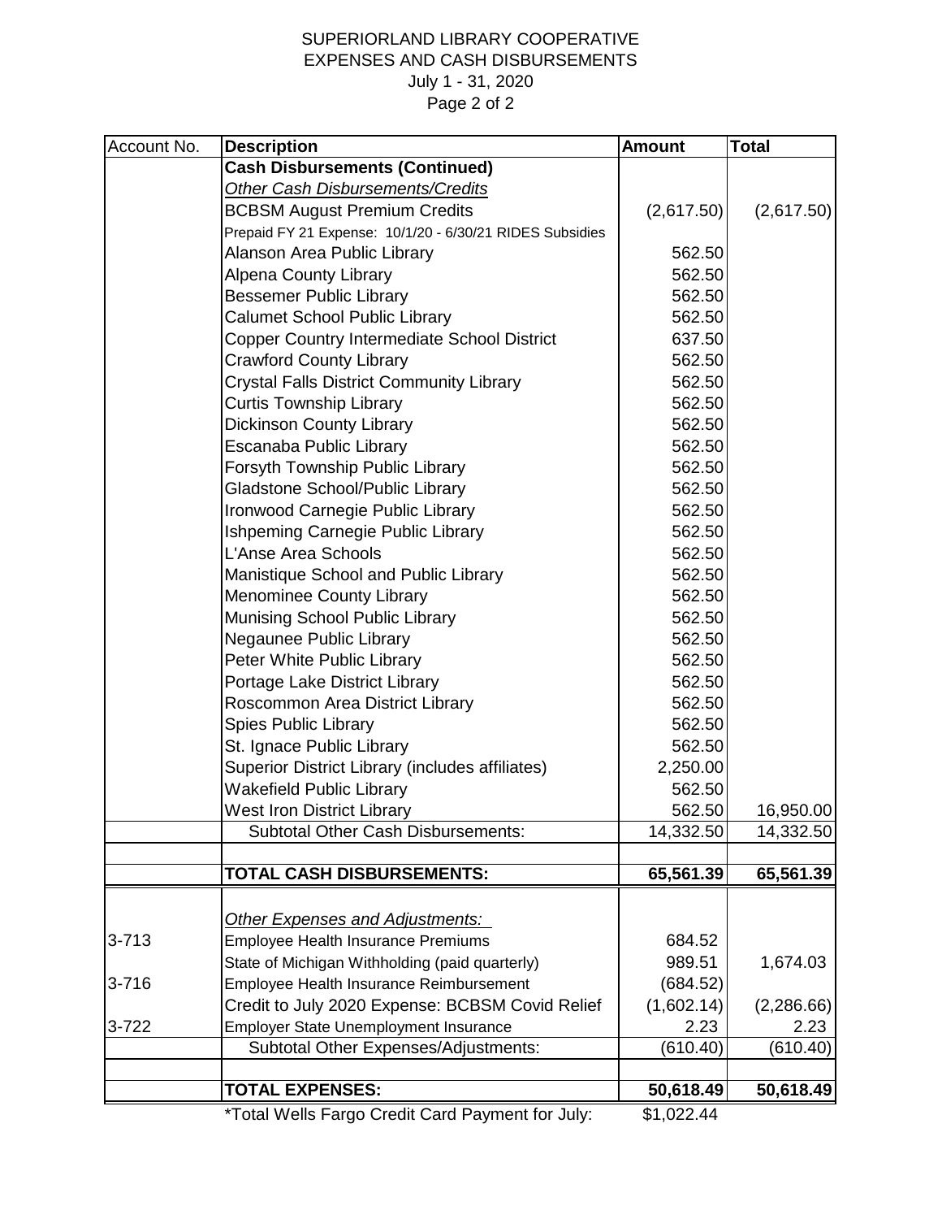# SUPERIORLAND LIBRARY COOPERATIVE
## EXPENSES AND CASH DISBURSEMENTS
July 1 - 31, 2020

| Account No. | Description | Amount | Total |
|---|---|---|---|
| | **Cash Disbursements (Continued)** | | |
| | *Other Cash Disbursements/Credits* | | |
| | BCBSM August Premium Credits | (2,617.50) | (2,617.50) |
| | Prepaid FY 21 Expense: 10/1/20 - 6/30/21 RIDES Subsidies | | |
| | Alanson Area Public Library | 562.50 | |
| | Alpena County Library | 562.50 | |
| | Bessemer Public Library | 562.50 | |
| | Calumet School Public Library | 562.50 | |
| | Copper Country Intermediate School District | 637.50 | |
| | Crawford County Library | 562.50 | |
| | Crystal Falls District Community Library | 562.50 | |
| | Curtis Township Library | 562.50 | |
| | Dickinson County Library | 562.50 | |
| | Escanaba Public Library | 562.50 | |
| | Forsyth Township Public Library | 562.50 | |
| | Gladstone School/Public Library | 562.50 | |
| | Ironwood Carnegie Public Library | 562.50 | |
| | Ishpeming Carnegie Public Library | 562.50 | |
| | L'Anse Area Schools | 562.50 | |
| | Manistique School and Public Library | 562.50 | |
| | Menominee County Library | 562.50 | |
| | Munising School Public Library | 562.50 | |
| | Negaunee Public Library | 562.50 | |
| | Peter White Public Library | 562.50 | |
| | Portage Lake District Library | 562.50 | |
| | Roscommon Area District Library | 562.50 | |
| | Spies Public Library | 562.50 | |
| | St. Ignace Public Library | 562.50 | |
| | Superior District Library (includes affiliates) | 2,250.00 | |
| | Wakefield Public Library | 562.50 | |
| | West Iron District Library | 562.50 | 16,950.00 |
| | Subtotal Other Cash Disbursements: | 14,332.50 | 14,332.50 |
| | | | |
| | **TOTAL CASH DISBURSEMENTS:** | **65,561.39** | **65,561.39** |
| | | | |
| | *Other Expenses and Adjustments:* | | |
| 3-713 | Employee Health Insurance Premiums | 684.52 | |
| | State of Michigan Withholding (paid quarterly) | 989.51 | 1,674.03 |
| 3-716 | Employee Health Insurance Reimbursement | (684.52) | |
| | Credit to July 2020 Expense: BCBSM Covid Relief | (1,602.14) | (2,286.66) |
| 3-722 | Employer State Unemployment Insurance | 2.23 | 2.23 |
| | Subtotal Other Expenses/Adjustments: | (610.40) | (610.40) |
| | | | |
| | **TOTAL EXPENSES:** | **50,618.49** | **50,618.49** |

*Total Wells Fargo Credit Card Payment for July: $1,022.44